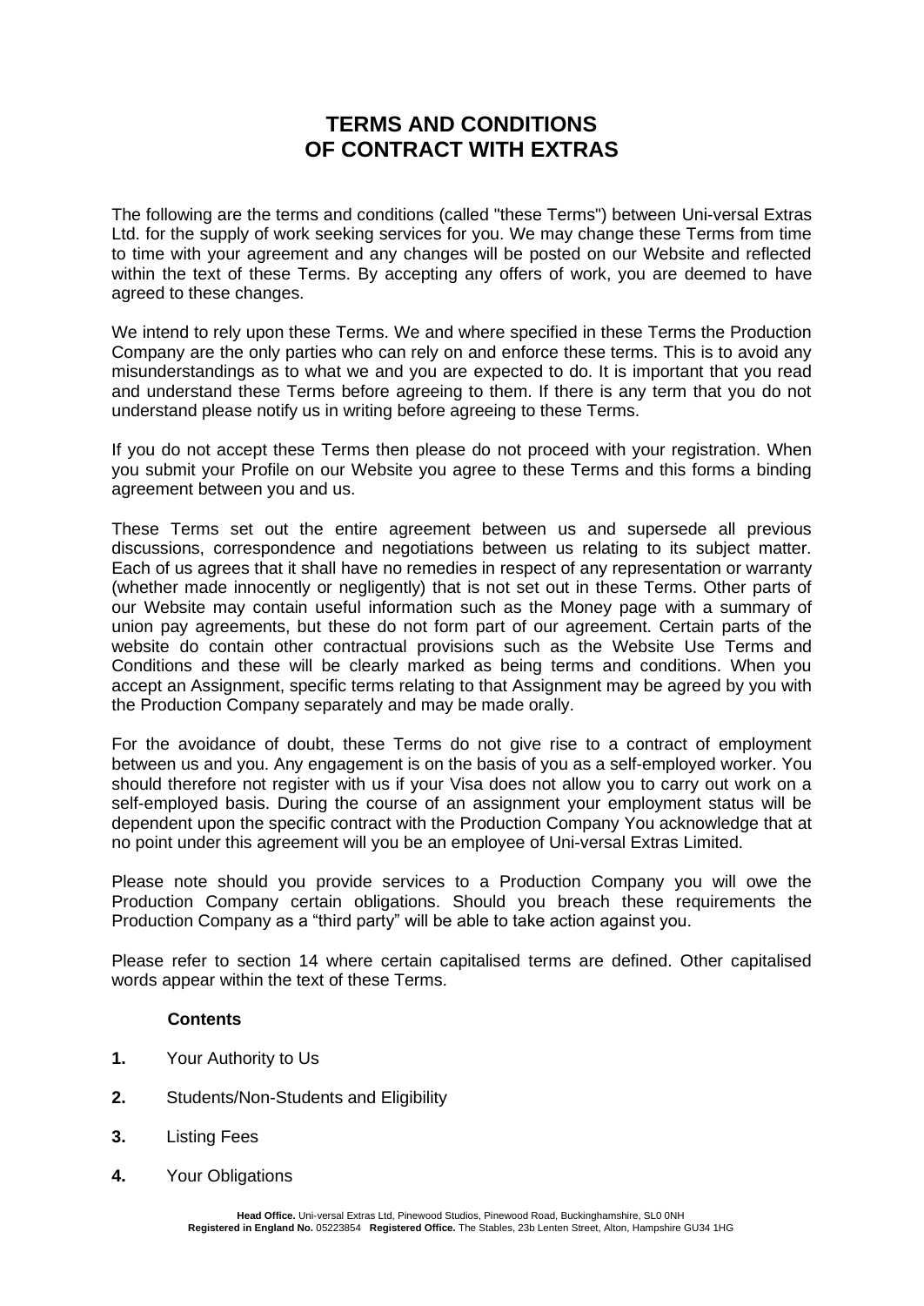# TERMS AND CONDITIONS
# OF CONTRACT WITH EXTRAS

The following are the terms and conditions (called "these Terms") between Uni-versal Extras Ltd. for the supply of work seeking services for you. We may change these Terms from time to time with your agreement and any changes will be posted on our Website and reflected within the text of these Terms. By accepting any offers of work, you are deemed to have agreed to these changes.

We intend to rely upon these Terms. We and where specified in these Terms the Production Company are the only parties who can rely on and enforce these terms. This is to avoid any misunderstandings as to what we and you are expected to do. It is important that you read and understand these Terms before agreeing to them. If there is any term that you do not understand please notify us in writing before agreeing to these Terms.

If you do not accept these Terms then please do not proceed with your registration. When you submit your Profile on our Website you agree to these Terms and this forms a binding agreement between you and us.

These Terms set out the entire agreement between us and supersede all previous discussions, correspondence and negotiations between us relating to its subject matter. Each of us agrees that it shall have no remedies in respect of any representation or warranty (whether made innocently or negligently) that is not set out in these Terms. Other parts of our Website may contain useful information such as the Money page with a summary of union pay agreements, but these do not form part of our agreement. Certain parts of the website do contain other contractual provisions such as the Website Use Terms and Conditions and these will be clearly marked as being terms and conditions. When you accept an Assignment, specific terms relating to that Assignment may be agreed by you with the Production Company separately and may be made orally.

For the avoidance of doubt, these Terms do not give rise to a contract of employment between us and you. Any engagement is on the basis of you as a self-employed worker. You should therefore not register with us if your Visa does not allow you to carry out work on a self-employed basis. During the course of an assignment your employment status will be dependent upon the specific contract with the Production Company You acknowledge that at no point under this agreement will you be an employee of Uni-versal Extras Limited.

Please note should you provide services to a Production Company you will owe the Production Company certain obligations. Should you breach these requirements the Production Company as a "third party" will be able to take action against you.

Please refer to section 14 where certain capitalised terms are defined. Other capitalised words appear within the text of these Terms.

**Contents**

**1.** Your Authority to Us

**2.** Students/Non-Students and Eligibility

**3.** Listing Fees

**4.** Your Obligations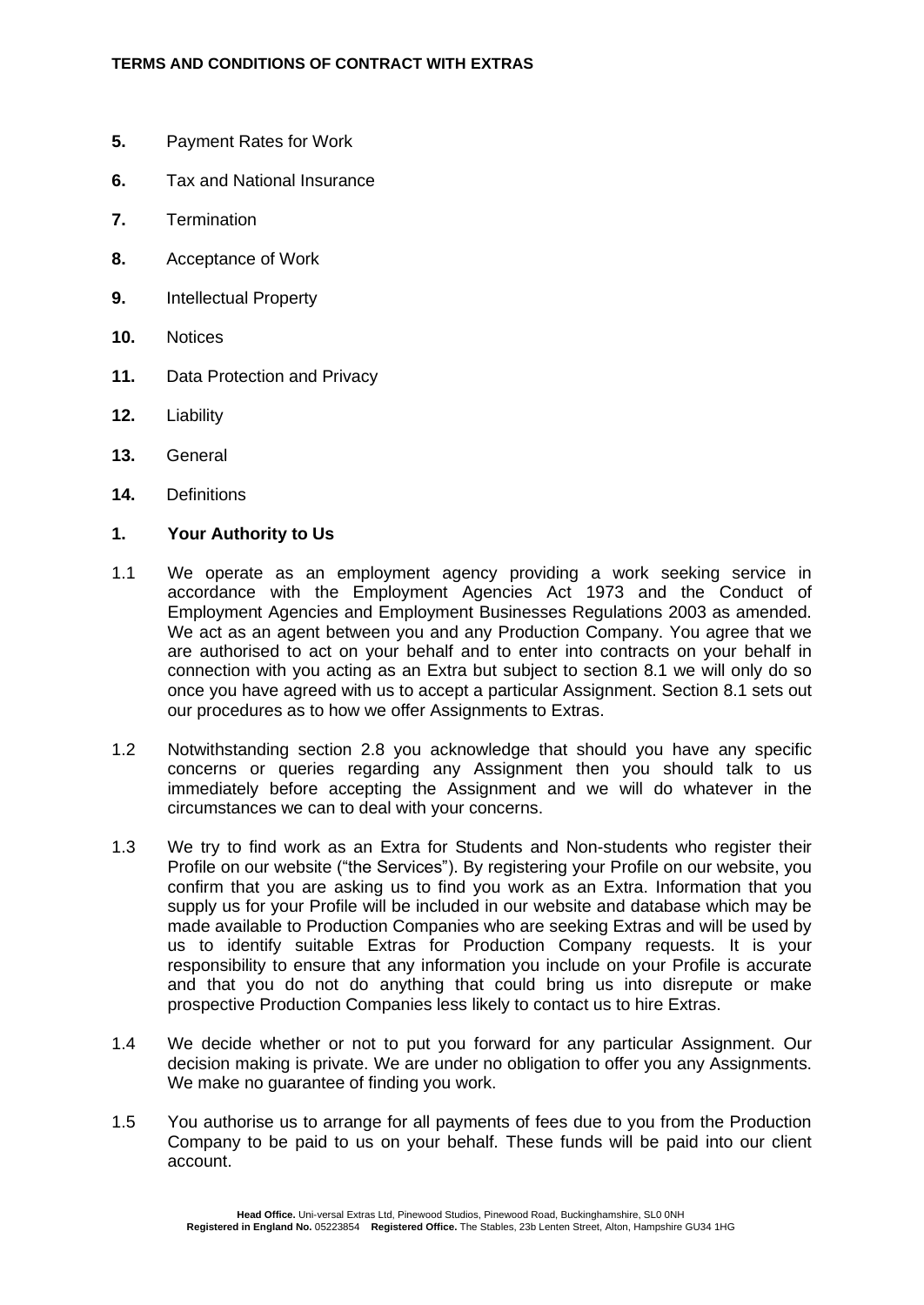**5.** Payment Rates for Work

**6.** Tax and National Insurance

**7.** Termination

**8.** Acceptance of Work

**9.** Intellectual Property

**10.** Notices

**11.** Data Protection and Privacy

**12.** Liability

**13.** General

**14.** Definitions

## 1. Your Authority to Us

1.1 We operate as an employment agency providing a work seeking service in accordance with the Employment Agencies Act 1973 and the Conduct of Employment Agencies and Employment Businesses Regulations 2003 as amended. We act as an agent between you and any Production Company. You agree that we are authorised to act on your behalf and to enter into contracts on your behalf in connection with you acting as an Extra but subject to section 8.1 we will only do so once you have agreed with us to accept a particular Assignment. Section 8.1 sets out our procedures as to how we offer Assignments to Extras.

1.2 Notwithstanding section 2.8 you acknowledge that should you have any specific concerns or queries regarding any Assignment then you should talk to us immediately before accepting the Assignment and we will do whatever in the circumstances we can to deal with your concerns.

1.3 We try to find work as an Extra for Students and Non-students who register their Profile on our website ("the Services"). By registering your Profile on our website, you confirm that you are asking us to find you work as an Extra. Information that you supply us for your Profile will be included in our website and database which may be made available to Production Companies who are seeking Extras and will be used by us to identify suitable Extras for Production Company requests. It is your responsibility to ensure that any information you include on your Profile is accurate and that you do not do anything that could bring us into disrepute or make prospective Production Companies less likely to contact us to hire Extras.

1.4 We decide whether or not to put you forward for any particular Assignment. Our decision making is private. We are under no obligation to offer you any Assignments. We make no guarantee of finding you work.

1.5 You authorise us to arrange for all payments of fees due to you from the Production Company to be paid to us on your behalf. These funds will be paid into our client account.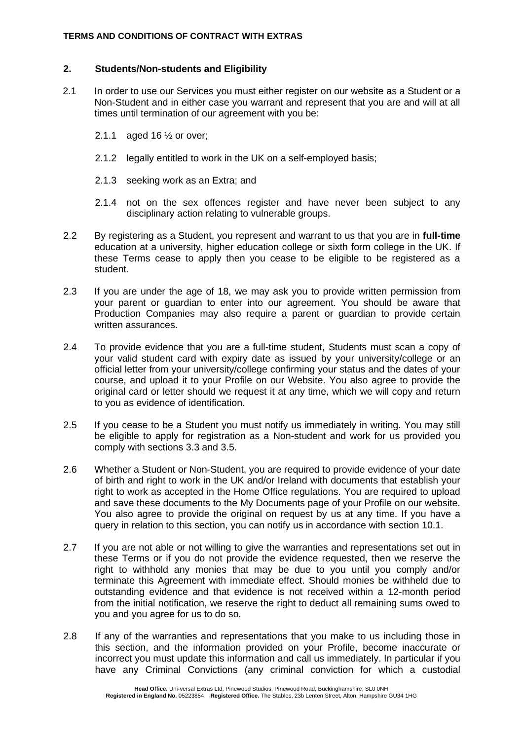## 2. Students/Non-students and Eligibility

2.1 In order to use our Services you must either register on our website as a Student or a Non-Student and in either case you warrant and represent that you are and will at all times until termination of our agreement with you be:

2.1.1 aged 16 ½ or over;

2.1.2 legally entitled to work in the UK on a self-employed basis;

2.1.3 seeking work as an Extra; and

2.1.4 not on the sex offences register and have never been subject to any disciplinary action relating to vulnerable groups.

2.2 By registering as a Student, you represent and warrant to us that you are in **full-time** education at a university, higher education college or sixth form college in the UK. If these Terms cease to apply then you cease to be eligible to be registered as a student.

2.3 If you are under the age of 18, we may ask you to provide written permission from your parent or guardian to enter into our agreement. You should be aware that Production Companies may also require a parent or guardian to provide certain written assurances.

2.4 To provide evidence that you are a full-time student, Students must scan a copy of your valid student card with expiry date as issued by your university/college or an official letter from your university/college confirming your status and the dates of your course, and upload it to your Profile on our Website. You also agree to provide the original card or letter should we request it at any time, which we will copy and return to you as evidence of identification.

2.5 If you cease to be a Student you must notify us immediately in writing. You may still be eligible to apply for registration as a Non-student and work for us provided you comply with sections 3.3 and 3.5.

2.6 Whether a Student or Non-Student, you are required to provide evidence of your date of birth and right to work in the UK and/or Ireland with documents that establish your right to work as accepted in the Home Office regulations. You are required to upload and save these documents to the My Documents page of your Profile on our website. You also agree to provide the original on request by us at any time. If you have a query in relation to this section, you can notify us in accordance with section 10.1.

2.7 If you are not able or not willing to give the warranties and representations set out in these Terms or if you do not provide the evidence requested, then we reserve the right to withhold any monies that may be due to you until you comply and/or terminate this Agreement with immediate effect. Should monies be withheld due to outstanding evidence and that evidence is not received within a 12-month period from the initial notification, we reserve the right to deduct all remaining sums owed to you and you agree for us to do so.

2.8 If any of the warranties and representations that you make to us including those in this section, and the information provided on your Profile, become inaccurate or incorrect you must update this information and call us immediately. In particular if you have any Criminal Convictions (any criminal conviction for which a custodial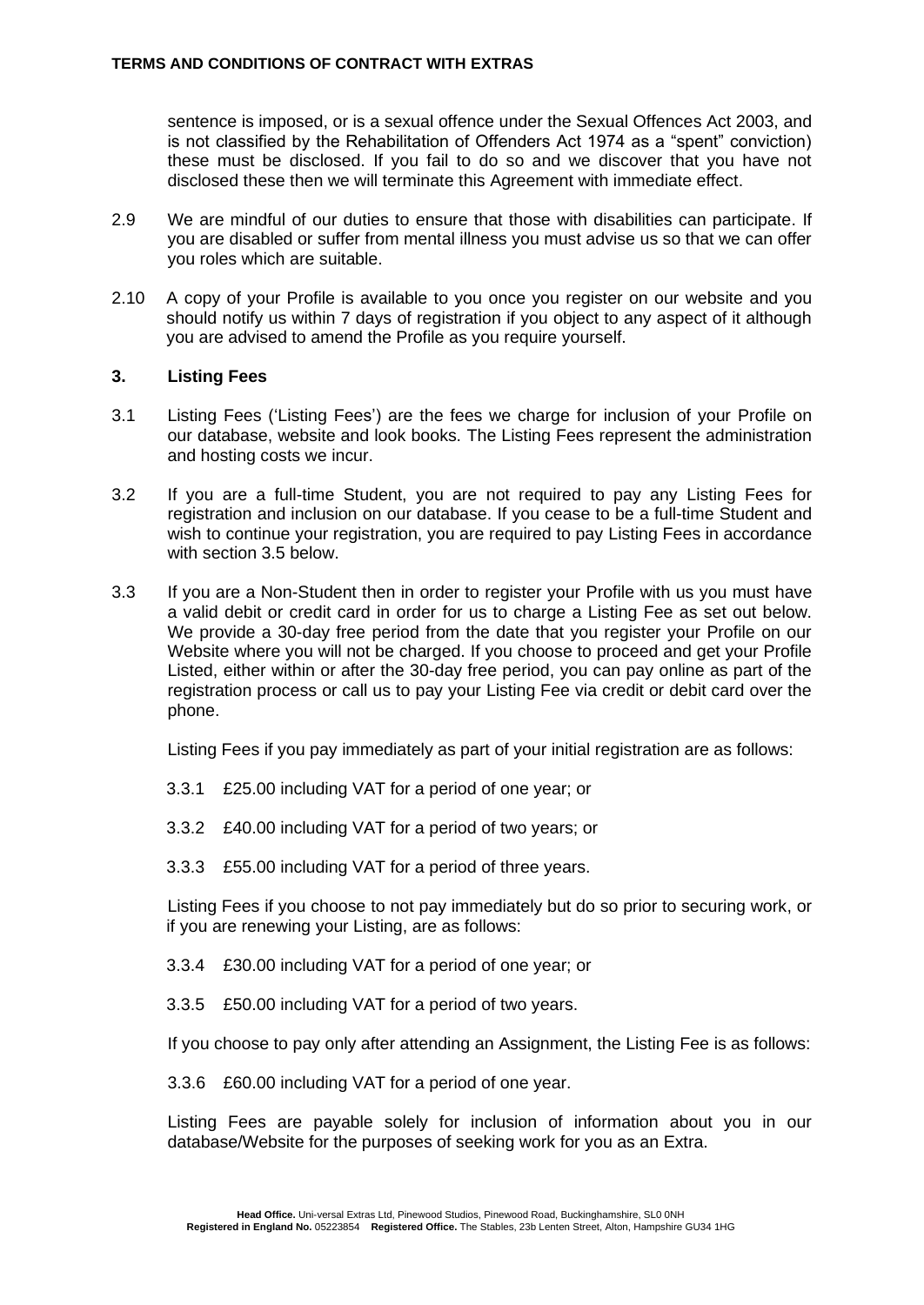sentence is imposed, or is a sexual offence under the Sexual Offences Act 2003, and is not classified by the Rehabilitation of Offenders Act 1974 as a "spent" conviction) these must be disclosed. If you fail to do so and we discover that you have not disclosed these then we will terminate this Agreement with immediate effect.

2.9 We are mindful of our duties to ensure that those with disabilities can participate. If you are disabled or suffer from mental illness you must advise us so that we can offer you roles which are suitable.

2.10 A copy of your Profile is available to you once you register on our website and you should notify us within 7 days of registration if you object to any aspect of it although you are advised to amend the Profile as you require yourself.

## 3. Listing Fees

3.1 Listing Fees ('Listing Fees') are the fees we charge for inclusion of your Profile on our database, website and look books. The Listing Fees represent the administration and hosting costs we incur.

3.2 If you are a full-time Student, you are not required to pay any Listing Fees for registration and inclusion on our database. If you cease to be a full-time Student and wish to continue your registration, you are required to pay Listing Fees in accordance with section 3.5 below.

3.3 If you are a Non-Student then in order to register your Profile with us you must have a valid debit or credit card in order for us to charge a Listing Fee as set out below. We provide a 30-day free period from the date that you register your Profile on our Website where you will not be charged. If you choose to proceed and get your Profile Listed, either within or after the 30-day free period, you can pay online as part of the registration process or call us to pay your Listing Fee via credit or debit card over the phone.

Listing Fees if you pay immediately as part of your initial registration are as follows:

3.3.1 £25.00 including VAT for a period of one year; or

3.3.2 £40.00 including VAT for a period of two years; or

3.3.3 £55.00 including VAT for a period of three years.

Listing Fees if you choose to not pay immediately but do so prior to securing work, or if you are renewing your Listing, are as follows:

3.3.4 £30.00 including VAT for a period of one year; or

3.3.5 £50.00 including VAT for a period of two years.

If you choose to pay only after attending an Assignment, the Listing Fee is as follows:

3.3.6 £60.00 including VAT for a period of one year.

Listing Fees are payable solely for inclusion of information about you in our database/Website for the purposes of seeking work for you as an Extra.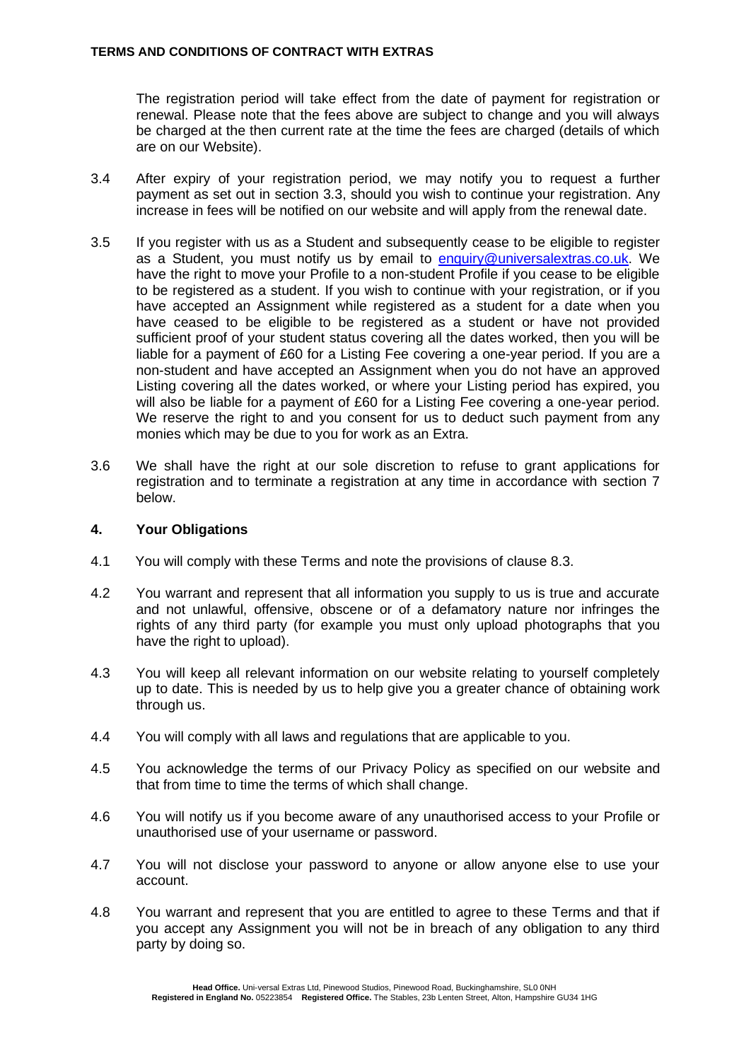The registration period will take effect from the date of payment for registration or renewal. Please note that the fees above are subject to change and you will always be charged at the then current rate at the time the fees are charged (details of which are on our Website).

3.4 After expiry of your registration period, we may notify you to request a further payment as set out in section 3.3, should you wish to continue your registration. Any increase in fees will be notified on our website and will apply from the renewal date.

3.5 If you register with us as a Student and subsequently cease to be eligible to register as a Student, you must notify us by email to [enquiry@universalextras.co.uk](mailto:enquiry@universalextras.co.uk). We have the right to move your Profile to a non-student Profile if you cease to be eligible to be registered as a student. If you wish to continue with your registration, or if you have accepted an Assignment while registered as a student for a date when you have ceased to be eligible to be registered as a student or have not provided sufficient proof of your student status covering all the dates worked, then you will be liable for a payment of £60 for a Listing Fee covering a one-year period. If you are a non-student and have accepted an Assignment when you do not have an approved Listing covering all the dates worked, or where your Listing period has expired, you will also be liable for a payment of £60 for a Listing Fee covering a one-year period. We reserve the right to and you consent for us to deduct such payment from any monies which may be due to you for work as an Extra.

3.6 We shall have the right at our sole discretion to refuse to grant applications for registration and to terminate a registration at any time in accordance with section 7 below.

## 4. Your Obligations

4.1 You will comply with these Terms and note the provisions of clause 8.3.

4.2 You warrant and represent that all information you supply to us is true and accurate and not unlawful, offensive, obscene or of a defamatory nature nor infringes the rights of any third party (for example you must only upload photographs that you have the right to upload).

4.3 You will keep all relevant information on our website relating to yourself completely up to date. This is needed by us to help give you a greater chance of obtaining work through us.

4.4 You will comply with all laws and regulations that are applicable to you.

4.5 You acknowledge the terms of our Privacy Policy as specified on our website and that from time to time the terms of which shall change.

4.6 You will notify us if you become aware of any unauthorised access to your Profile or unauthorised use of your username or password.

4.7 You will not disclose your password to anyone or allow anyone else to use your account.

4.8 You warrant and represent that you are entitled to agree to these Terms and that if you accept any Assignment you will not be in breach of any obligation to any third party by doing so.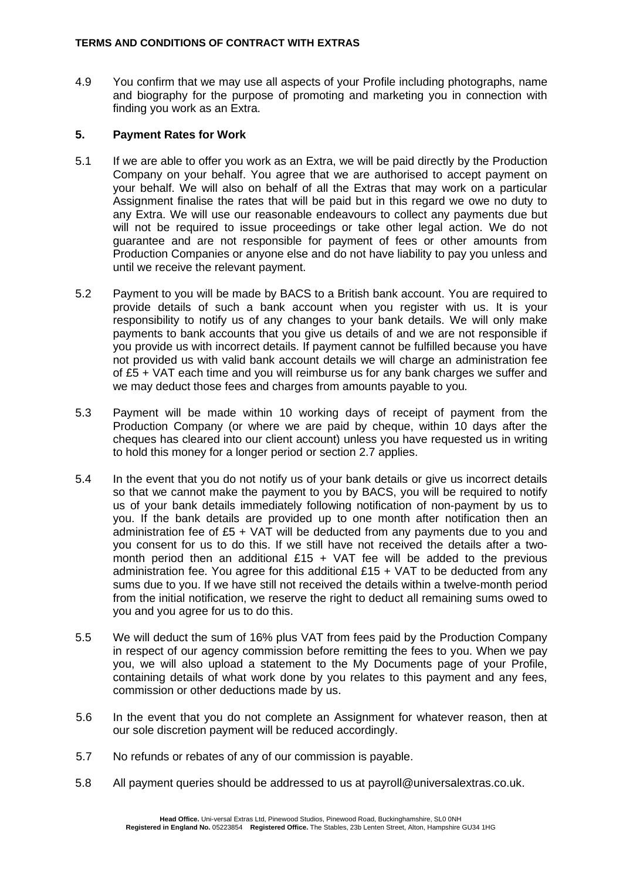4.9 You confirm that we may use all aspects of your Profile including photographs, name and biography for the purpose of promoting and marketing you in connection with finding you work as an Extra.

## 5. Payment Rates for Work

5.1 If we are able to offer you work as an Extra, we will be paid directly by the Production Company on your behalf. You agree that we are authorised to accept payment on your behalf. We will also on behalf of all the Extras that may work on a particular Assignment finalise the rates that will be paid but in this regard we owe no duty to any Extra. We will use our reasonable endeavours to collect any payments due but will not be required to issue proceedings or take other legal action. We do not guarantee and are not responsible for payment of fees or other amounts from Production Companies or anyone else and do not have liability to pay you unless and until we receive the relevant payment.

5.2 Payment to you will be made by BACS to a British bank account. You are required to provide details of such a bank account when you register with us. It is your responsibility to notify us of any changes to your bank details. We will only make payments to bank accounts that you give us details of and we are not responsible if you provide us with incorrect details. If payment cannot be fulfilled because you have not provided us with valid bank account details we will charge an administration fee of £5 + VAT each time and you will reimburse us for any bank charges we suffer and we may deduct those fees and charges from amounts payable to you.

5.3 Payment will be made within 10 working days of receipt of payment from the Production Company (or where we are paid by cheque, within 10 days after the cheques has cleared into our client account) unless you have requested us in writing to hold this money for a longer period or section 2.7 applies.

5.4 In the event that you do not notify us of your bank details or give us incorrect details so that we cannot make the payment to you by BACS, you will be required to notify us of your bank details immediately following notification of non-payment by us to you. If the bank details are provided up to one month after notification then an administration fee of £5 + VAT will be deducted from any payments due to you and you consent for us to do this. If we still have not received the details after a two-month period then an additional £15 + VAT fee will be added to the previous administration fee. You agree for this additional £15 + VAT to be deducted from any sums due to you. If we have still not received the details within a twelve-month period from the initial notification, we reserve the right to deduct all remaining sums owed to you and you agree for us to do this.

5.5 We will deduct the sum of 16% plus VAT from fees paid by the Production Company in respect of our agency commission before remitting the fees to you. When we pay you, we will also upload a statement to the My Documents page of your Profile, containing details of what work done by you relates to this payment and any fees, commission or other deductions made by us.

5.6 In the event that you do not complete an Assignment for whatever reason, then at our sole discretion payment will be reduced accordingly.

5.7 No refunds or rebates of any of our commission is payable.

5.8 All payment queries should be addressed to us at payroll@universalextras.co.uk.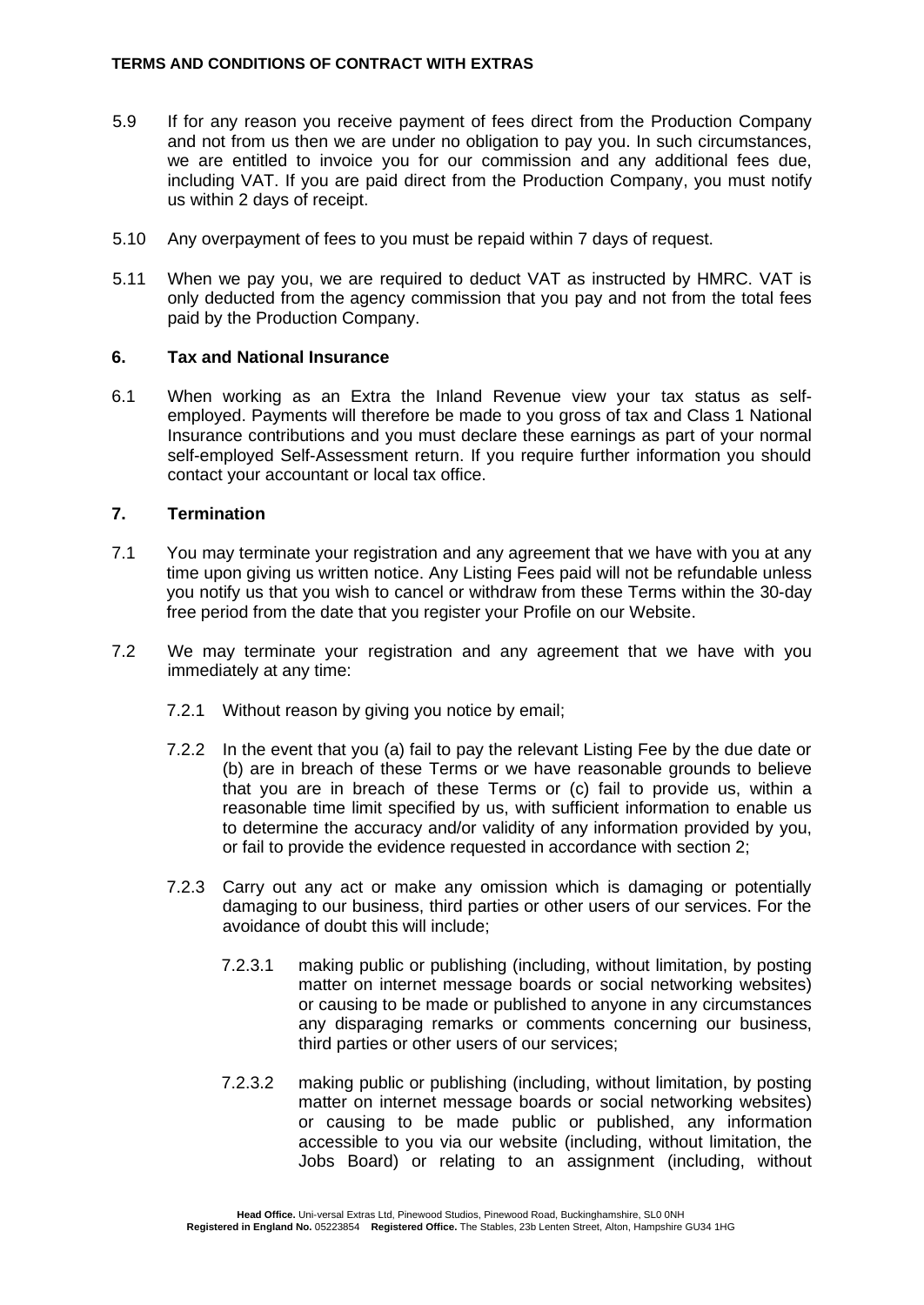5.9 If for any reason you receive payment of fees direct from the Production Company and not from us then we are under no obligation to pay you. In such circumstances, we are entitled to invoice you for our commission and any additional fees due, including VAT. If you are paid direct from the Production Company, you must notify us within 2 days of receipt.

5.10 Any overpayment of fees to you must be repaid within 7 days of request.

5.11 When we pay you, we are required to deduct VAT as instructed by HMRC. VAT is only deducted from the agency commission that you pay and not from the total fees paid by the Production Company.

## 6. Tax and National Insurance

6.1 When working as an Extra the Inland Revenue view your tax status as self-employed. Payments will therefore be made to you gross of tax and Class 1 National Insurance contributions and you must declare these earnings as part of your normal self-employed Self-Assessment return. If you require further information you should contact your accountant or local tax office.

## 7. Termination

7.1 You may terminate your registration and any agreement that we have with you at any time upon giving us written notice. Any Listing Fees paid will not be refundable unless you notify us that you wish to cancel or withdraw from these Terms within the 30-day free period from the date that you register your Profile on our Website.

7.2 We may terminate your registration and any agreement that we have with you immediately at any time:

7.2.1 Without reason by giving you notice by email;

7.2.2 In the event that you (a) fail to pay the relevant Listing Fee by the due date or (b) are in breach of these Terms or we have reasonable grounds to believe that you are in breach of these Terms or (c) fail to provide us, within a reasonable time limit specified by us, with sufficient information to enable us to determine the accuracy and/or validity of any information provided by you, or fail to provide the evidence requested in accordance with section 2;

7.2.3 Carry out any act or make any omission which is damaging or potentially damaging to our business, third parties or other users of our services. For the avoidance of doubt this will include;

7.2.3.1 making public or publishing (including, without limitation, by posting matter on internet message boards or social networking websites) or causing to be made or published to anyone in any circumstances any disparaging remarks or comments concerning our business, third parties or other users of our services;

7.2.3.2 making public or publishing (including, without limitation, by posting matter on internet message boards or social networking websites) or causing to be made public or published, any information accessible to you via our website (including, without limitation, the Jobs Board) or relating to an assignment (including, without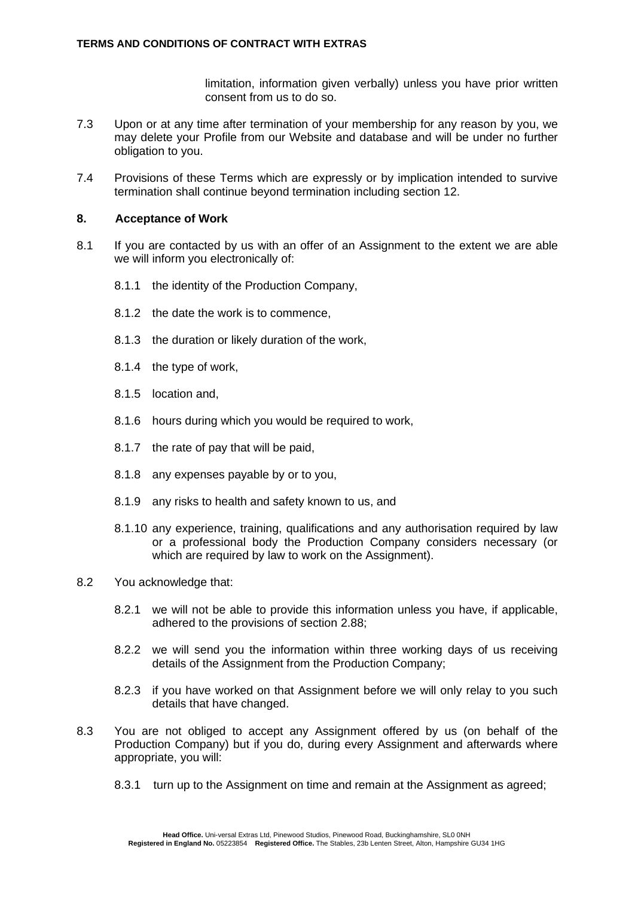limitation, information given verbally) unless you have prior written consent from us to do so.

7.3 Upon or at any time after termination of your membership for any reason by you, we may delete your Profile from our Website and database and will be under no further obligation to you.

7.4 Provisions of these Terms which are expressly or by implication intended to survive termination shall continue beyond termination including section 12.

## 8. Acceptance of Work

8.1 If you are contacted by us with an offer of an Assignment to the extent we are able we will inform you electronically of:

8.1.1 the identity of the Production Company,

8.1.2 the date the work is to commence,

8.1.3 the duration or likely duration of the work,

8.1.4 the type of work,

8.1.5 location and,

8.1.6 hours during which you would be required to work,

8.1.7 the rate of pay that will be paid,

8.1.8 any expenses payable by or to you,

8.1.9 any risks to health and safety known to us, and

8.1.10 any experience, training, qualifications and any authorisation required by law or a professional body the Production Company considers necessary (or which are required by law to work on the Assignment).

8.2 You acknowledge that:

8.2.1 we will not be able to provide this information unless you have, if applicable, adhered to the provisions of section 2.88;

8.2.2 we will send you the information within three working days of us receiving details of the Assignment from the Production Company;

8.2.3 if you have worked on that Assignment before we will only relay to you such details that have changed.

8.3 You are not obliged to accept any Assignment offered by us (on behalf of the Production Company) but if you do, during every Assignment and afterwards where appropriate, you will:

8.3.1 turn up to the Assignment on time and remain at the Assignment as agreed;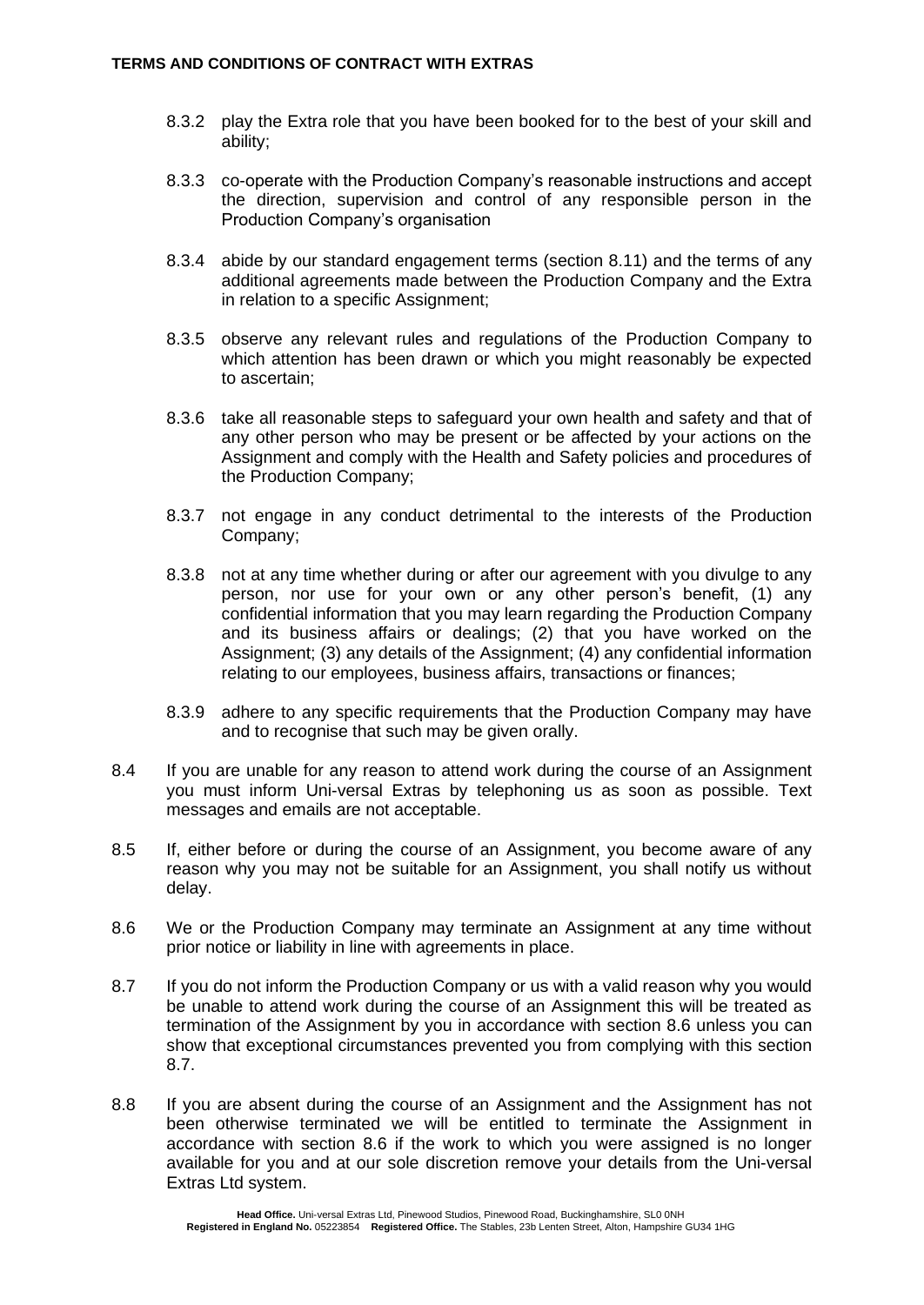8.3.2 play the Extra role that you have been booked for to the best of your skill and ability;

8.3.3 co-operate with the Production Company's reasonable instructions and accept the direction, supervision and control of any responsible person in the Production Company's organisation

8.3.4 abide by our standard engagement terms (section 8.11) and the terms of any additional agreements made between the Production Company and the Extra in relation to a specific Assignment;

8.3.5 observe any relevant rules and regulations of the Production Company to which attention has been drawn or which you might reasonably be expected to ascertain;

8.3.6 take all reasonable steps to safeguard your own health and safety and that of any other person who may be present or be affected by your actions on the Assignment and comply with the Health and Safety policies and procedures of the Production Company;

8.3.7 not engage in any conduct detrimental to the interests of the Production Company;

8.3.8 not at any time whether during or after our agreement with you divulge to any person, nor use for your own or any other person's benefit, (1) any confidential information that you may learn regarding the Production Company and its business affairs or dealings; (2) that you have worked on the Assignment; (3) any details of the Assignment; (4) any confidential information relating to our employees, business affairs, transactions or finances;

8.3.9 adhere to any specific requirements that the Production Company may have and to recognise that such may be given orally.

8.4 If you are unable for any reason to attend work during the course of an Assignment you must inform Uni-versal Extras by telephoning us as soon as possible. Text messages and emails are not acceptable.

8.5 If, either before or during the course of an Assignment, you become aware of any reason why you may not be suitable for an Assignment, you shall notify us without delay.

8.6 We or the Production Company may terminate an Assignment at any time without prior notice or liability in line with agreements in place.

8.7 If you do not inform the Production Company or us with a valid reason why you would be unable to attend work during the course of an Assignment this will be treated as termination of the Assignment by you in accordance with section 8.6 unless you can show that exceptional circumstances prevented you from complying with this section 8.7.

8.8 If you are absent during the course of an Assignment and the Assignment has not been otherwise terminated we will be entitled to terminate the Assignment in accordance with section 8.6 if the work to which you were assigned is no longer available for you and at our sole discretion remove your details from the Uni-versal Extras Ltd system.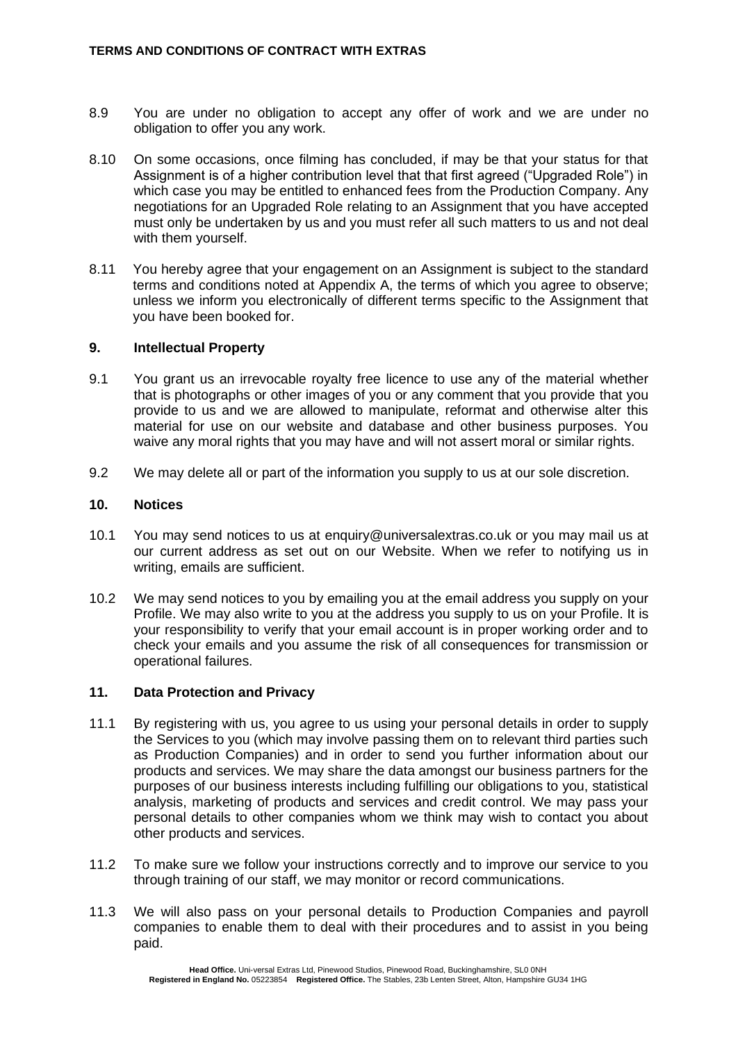8.9 You are under no obligation to accept any offer of work and we are under no obligation to offer you any work.

8.10 On some occasions, once filming has concluded, if may be that your status for that Assignment is of a higher contribution level that that first agreed ("Upgraded Role") in which case you may be entitled to enhanced fees from the Production Company. Any negotiations for an Upgraded Role relating to an Assignment that you have accepted must only be undertaken by us and you must refer all such matters to us and not deal with them yourself.

8.11 You hereby agree that your engagement on an Assignment is subject to the standard terms and conditions noted at Appendix A, the terms of which you agree to observe; unless we inform you electronically of different terms specific to the Assignment that you have been booked for.

## 9. Intellectual Property

9.1 You grant us an irrevocable royalty free licence to use any of the material whether that is photographs or other images of you or any comment that you provide that you provide to us and we are allowed to manipulate, reformat and otherwise alter this material for use on our website and database and other business purposes. You waive any moral rights that you may have and will not assert moral or similar rights.

9.2 We may delete all or part of the information you supply to us at our sole discretion.

## 10. Notices

10.1 You may send notices to us at enquiry@universalextras.co.uk or you may mail us at our current address as set out on our Website. When we refer to notifying us in writing, emails are sufficient.

10.2 We may send notices to you by emailing you at the email address you supply on your Profile. We may also write to you at the address you supply to us on your Profile. It is your responsibility to verify that your email account is in proper working order and to check your emails and you assume the risk of all consequences for transmission or operational failures.

## 11. Data Protection and Privacy

11.1 By registering with us, you agree to us using your personal details in order to supply the Services to you (which may involve passing them on to relevant third parties such as Production Companies) and in order to send you further information about our products and services. We may share the data amongst our business partners for the purposes of our business interests including fulfilling our obligations to you, statistical analysis, marketing of products and services and credit control. We may pass your personal details to other companies whom we think may wish to contact you about other products and services.

11.2 To make sure we follow your instructions correctly and to improve our service to you through training of our staff, we may monitor or record communications.

11.3 We will also pass on your personal details to Production Companies and payroll companies to enable them to deal with their procedures and to assist in you being paid.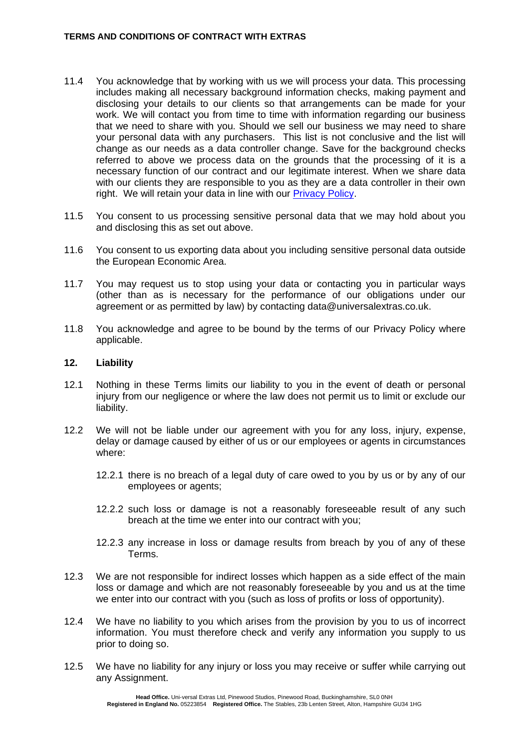11.4 You acknowledge that by working with us we will process your data. This processing includes making all necessary background information checks, making payment and disclosing your details to our clients so that arrangements can be made for your work. We will contact you from time to time with information regarding our business that we need to share with you. Should we sell our business we may need to share your personal data with any purchasers. This list is not conclusive and the list will change as our needs as a data controller change. Save for the background checks referred to above we process data on the grounds that the processing of it is a necessary function of our contract and our legitimate interest. When we share data with our clients they are responsible to you as they are a data controller in their own right. We will retain your data in line with our [Privacy Policy](#).

11.5 You consent to us processing sensitive personal data that we may hold about you and disclosing this as set out above.

11.6 You consent to us exporting data about you including sensitive personal data outside the European Economic Area.

11.7 You may request us to stop using your data or contacting you in particular ways (other than as is necessary for the performance of our obligations under our agreement or as permitted by law) by contacting data@universalextras.co.uk.

11.8 You acknowledge and agree to be bound by the terms of our Privacy Policy where applicable.

## 12. Liability

12.1 Nothing in these Terms limits our liability to you in the event of death or personal injury from our negligence or where the law does not permit us to limit or exclude our liability.

12.2 We will not be liable under our agreement with you for any loss, injury, expense, delay or damage caused by either of us or our employees or agents in circumstances where:

- 12.2.1 there is no breach of a legal duty of care owed to you by us or by any of our employees or agents;
- 12.2.2 such loss or damage is not a reasonably foreseeable result of any such breach at the time we enter into our contract with you;
- 12.2.3 any increase in loss or damage results from breach by you of any of these Terms.

12.3 We are not responsible for indirect losses which happen as a side effect of the main loss or damage and which are not reasonably foreseeable by you and us at the time we enter into our contract with you (such as loss of profits or loss of opportunity).

12.4 We have no liability to you which arises from the provision by you to us of incorrect information. You must therefore check and verify any information you supply to us prior to doing so.

12.5 We have no liability for any injury or loss you may receive or suffer while carrying out any Assignment.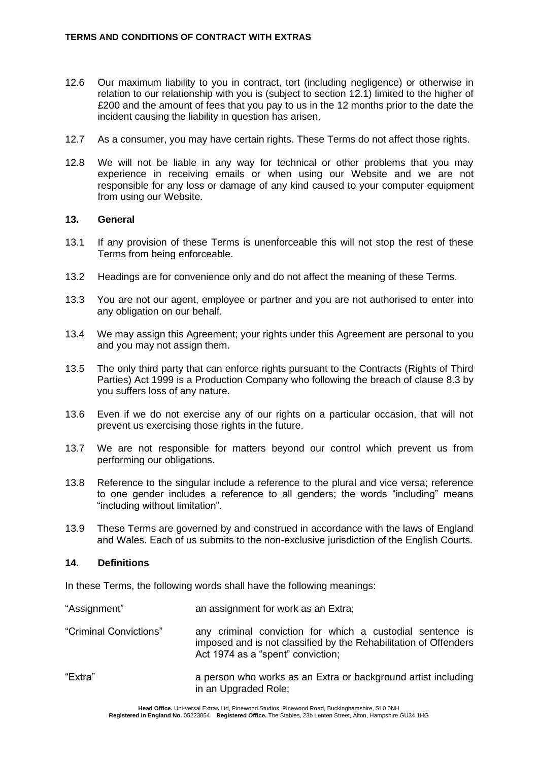12.6 Our maximum liability to you in contract, tort (including negligence) or otherwise in relation to our relationship with you is (subject to section 12.1) limited to the higher of £200 and the amount of fees that you pay to us in the 12 months prior to the date the incident causing the liability in question has arisen.

12.7 As a consumer, you may have certain rights. These Terms do not affect those rights.

12.8 We will not be liable in any way for technical or other problems that you may experience in receiving emails or when using our Website and we are not responsible for any loss or damage of any kind caused to your computer equipment from using our Website.

## 13. General

13.1 If any provision of these Terms is unenforceable this will not stop the rest of these Terms from being enforceable.

13.2 Headings are for convenience only and do not affect the meaning of these Terms.

13.3 You are not our agent, employee or partner and you are not authorised to enter into any obligation on our behalf.

13.4 We may assign this Agreement; your rights under this Agreement are personal to you and you may not assign them.

13.5 The only third party that can enforce rights pursuant to the Contracts (Rights of Third Parties) Act 1999 is a Production Company who following the breach of clause 8.3 by you suffers loss of any nature.

13.6 Even if we do not exercise any of our rights on a particular occasion, that will not prevent us exercising those rights in the future.

13.7 We are not responsible for matters beyond our control which prevent us from performing our obligations.

13.8 Reference to the singular include a reference to the plural and vice versa; reference to one gender includes a reference to all genders; the words "including" means "including without limitation".

13.9 These Terms are governed by and construed in accordance with the laws of England and Wales. Each of us submits to the non-exclusive jurisdiction of the English Courts.

## 14. Definitions

In these Terms, the following words shall have the following meanings:

| | |
|---|---|
| "Assignment" | an assignment for work as an Extra; |
| "Criminal Convictions" | any criminal conviction for which a custodial sentence is imposed and is not classified by the Rehabilitation of Offenders Act 1974 as a "spent" conviction; |
| "Extra" | a person who works as an Extra or background artist including in an Upgraded Role; |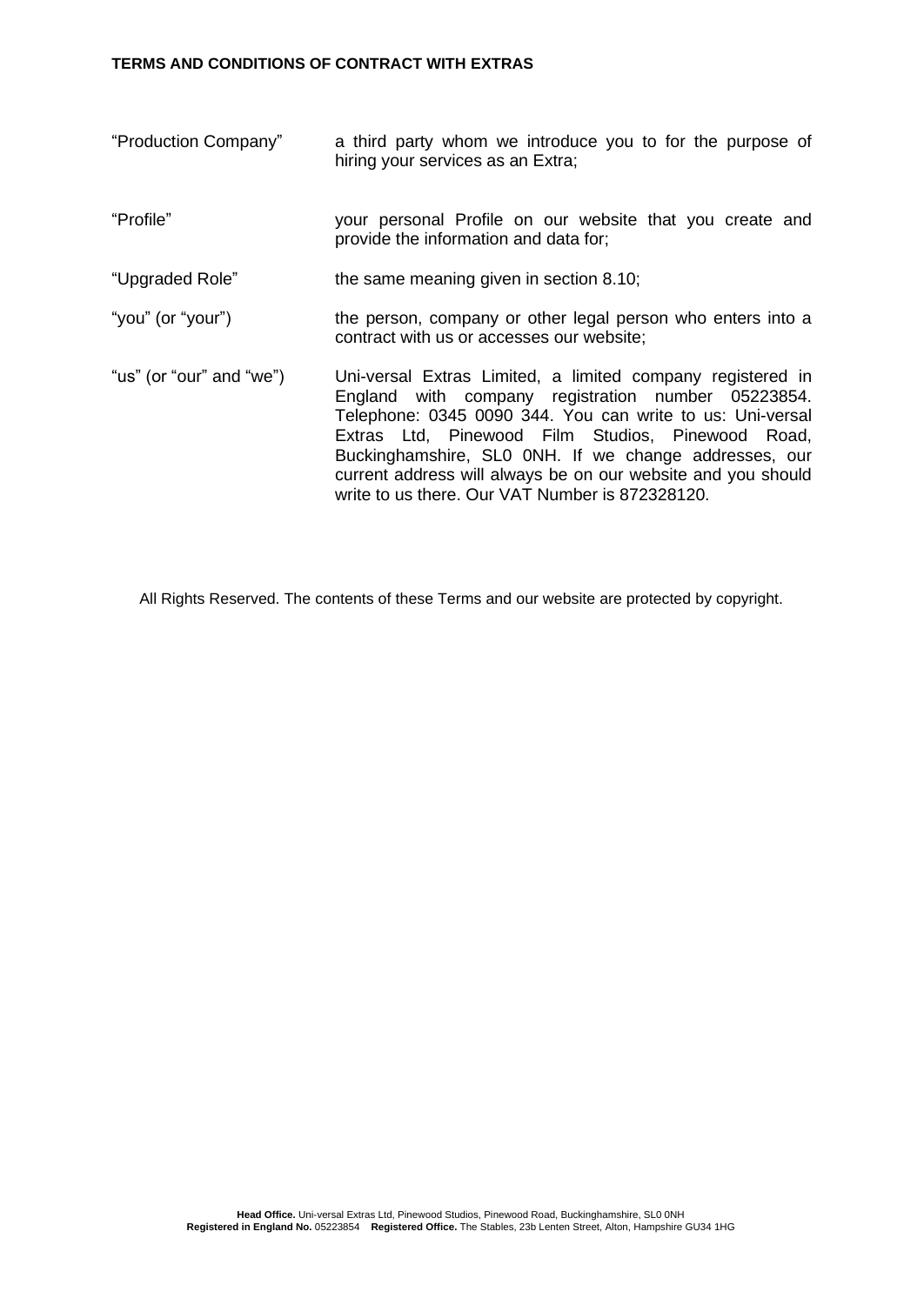| | |
|---|---|
| "Production Company" | a third party whom we introduce you to for the purpose of hiring your services as an Extra; |
| "Profile" | your personal Profile on our website that you create and provide the information and data for; |
| "Upgraded Role" | the same meaning given in section 8.10; |
| "you" (or "your") | the person, company or other legal person who enters into a contract with us or accesses our website; |
| "us" (or "our" and "we") | Uni-versal Extras Limited, a limited company registered in England with company registration number 05223854. Telephone: 0345 0090 344. You can write to us: Uni-versal Extras Ltd, Pinewood Film Studios, Pinewood Road, Buckinghamshire, SL0 0NH. If we change addresses, our current address will always be on our website and you should write to us there. Our VAT Number is 872328120. |

All Rights Reserved. The contents of these Terms and our website are protected by copyright.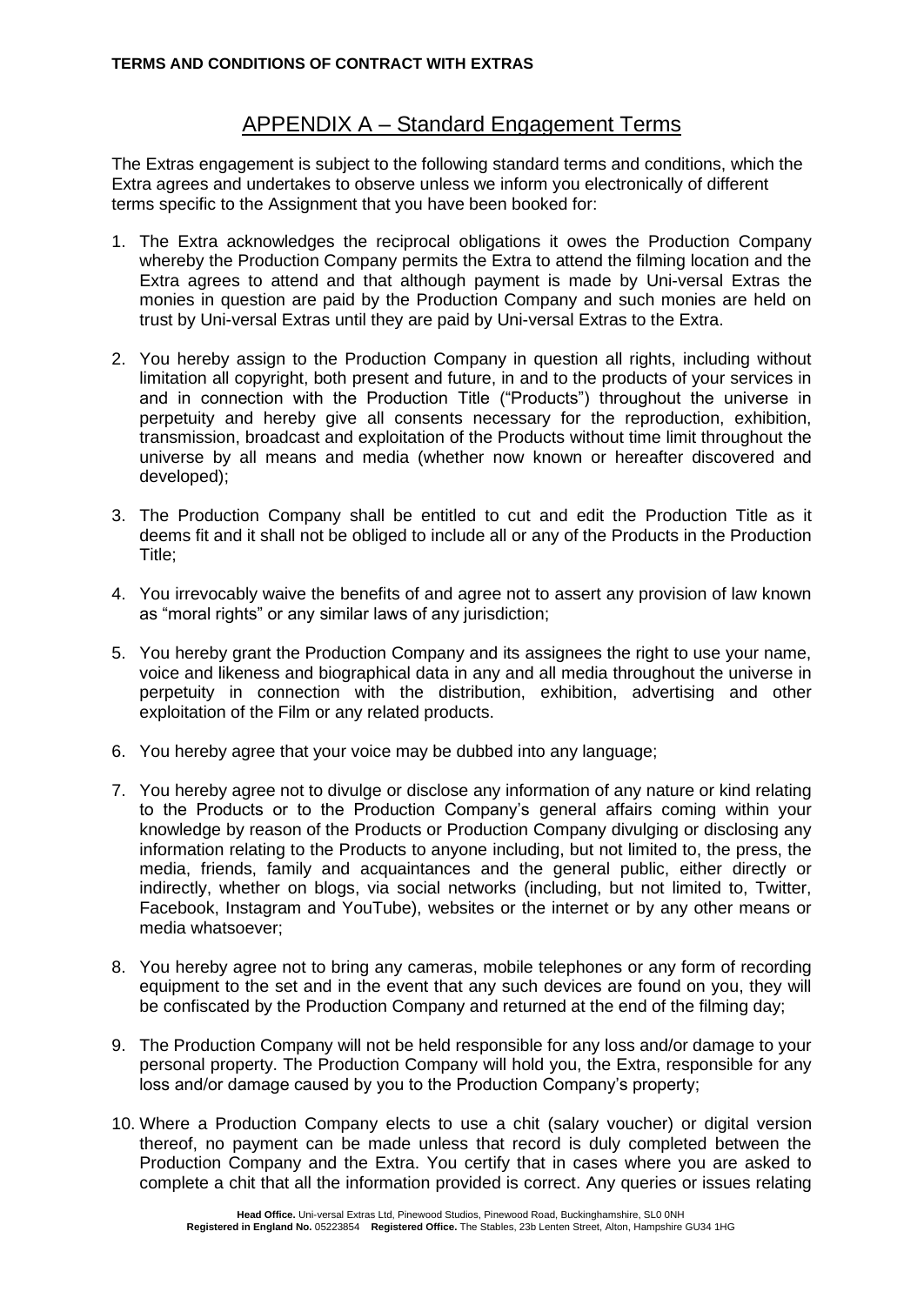**TERMS AND CONDITIONS OF CONTRACT WITH EXTRAS**

# APPENDIX A – Standard Engagement Terms

The Extras engagement is subject to the following standard terms and conditions, which the Extra agrees and undertakes to observe unless we inform you electronically of different terms specific to the Assignment that you have been booked for:

1. The Extra acknowledges the reciprocal obligations it owes the Production Company whereby the Production Company permits the Extra to attend the filming location and the Extra agrees to attend and that although payment is made by Uni-versal Extras the monies in question are paid by the Production Company and such monies are held on trust by Uni-versal Extras until they are paid by Uni-versal Extras to the Extra.

2. You hereby assign to the Production Company in question all rights, including without limitation all copyright, both present and future, in and to the products of your services in and in connection with the Production Title ("Products") throughout the universe in perpetuity and hereby give all consents necessary for the reproduction, exhibition, transmission, broadcast and exploitation of the Products without time limit throughout the universe by all means and media (whether now known or hereafter discovered and developed);

3. The Production Company shall be entitled to cut and edit the Production Title as it deems fit and it shall not be obliged to include all or any of the Products in the Production Title;

4. You irrevocably waive the benefits of and agree not to assert any provision of law known as "moral rights" or any similar laws of any jurisdiction;

5. You hereby grant the Production Company and its assignees the right to use your name, voice and likeness and biographical data in any and all media throughout the universe in perpetuity in connection with the distribution, exhibition, advertising and other exploitation of the Film or any related products.

6. You hereby agree that your voice may be dubbed into any language;

7. You hereby agree not to divulge or disclose any information of any nature or kind relating to the Products or to the Production Company's general affairs coming within your knowledge by reason of the Products or Production Company divulging or disclosing any information relating to the Products to anyone including, but not limited to, the press, the media, friends, family and acquaintances and the general public, either directly or indirectly, whether on blogs, via social networks (including, but not limited to, Twitter, Facebook, Instagram and YouTube), websites or the internet or by any other means or media whatsoever;

8. You hereby agree not to bring any cameras, mobile telephones or any form of recording equipment to the set and in the event that any such devices are found on you, they will be confiscated by the Production Company and returned at the end of the filming day;

9. The Production Company will not be held responsible for any loss and/or damage to your personal property. The Production Company will hold you, the Extra, responsible for any loss and/or damage caused by you to the Production Company's property;

10. Where a Production Company elects to use a chit (salary voucher) or digital version thereof, no payment can be made unless that record is duly completed between the Production Company and the Extra. You certify that in cases where you are asked to complete a chit that all the information provided is correct. Any queries or issues relating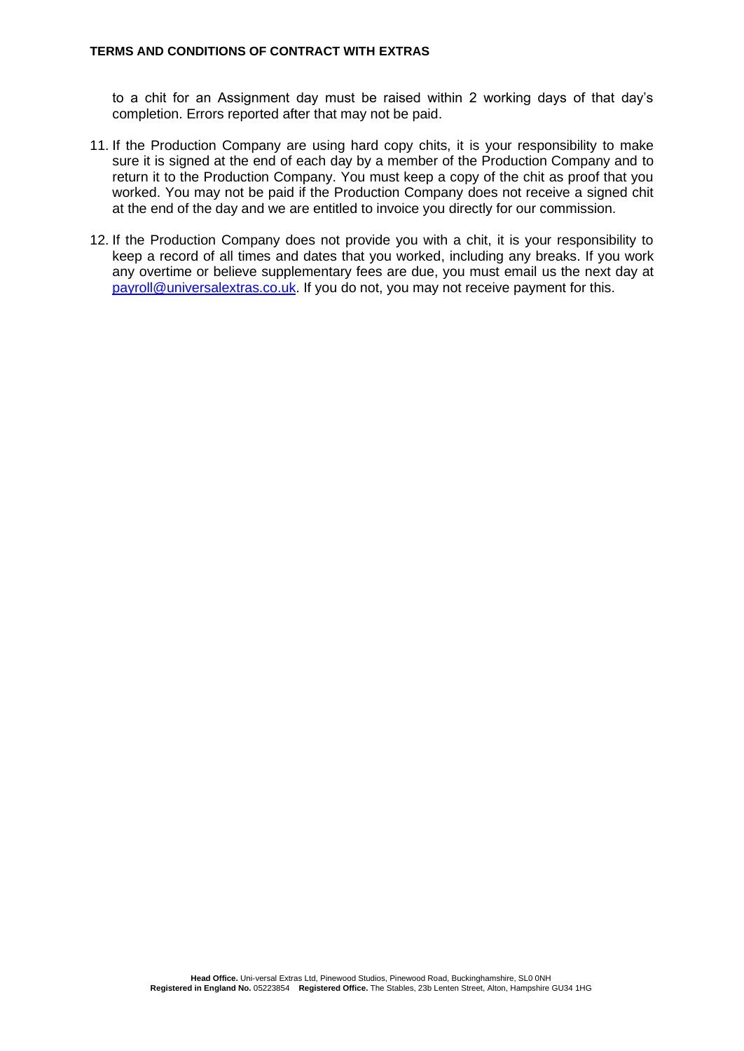to a chit for an Assignment day must be raised within 2 working days of that day's completion. Errors reported after that may not be paid.

11. If the Production Company are using hard copy chits, it is your responsibility to make sure it is signed at the end of each day by a member of the Production Company and to return it to the Production Company. You must keep a copy of the chit as proof that you worked. You may not be paid if the Production Company does not receive a signed chit at the end of the day and we are entitled to invoice you directly for our commission.

12. If the Production Company does not provide you with a chit, it is your responsibility to keep a record of all times and dates that you worked, including any breaks. If you work any overtime or believe supplementary fees are due, you must email us the next day at [payroll@universalextras.co.uk](mailto:payroll@universalextras.co.uk). If you do not, you may not receive payment for this.